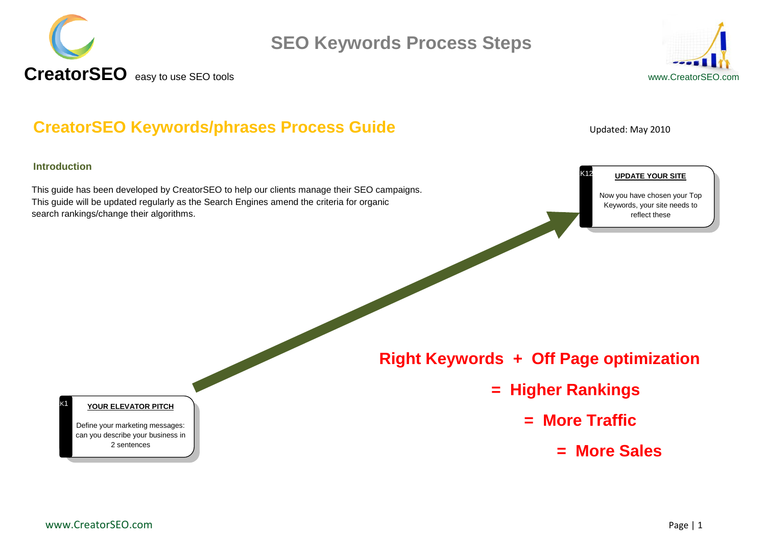CreatorSEO easy to use SEO tools

# SEO Keywords Process Steps

www.CreatorSEO.com

## CreatorSEO Keywords/phrases Process Guide

Updated: May 2010

### Introduction

This guide has been developed by CreatorSEO to help our clients manage their SEO campaigns. This guide will be updated regularly as the Search Engines amend the criteria for organic search rankings/change their algorithms.

K12

**UPDATE YOUR SITE**

Now you have chosen your Top Keywords, your site needs to reflect these

K1

**YOUR ELEVATOR PITCH**

Define your marketing messages: can you describe your business in 2 sentences

**Right Keywords + Off Page optimization**

**= Higher Rankings**

**= More Traffic**

**= More Sales**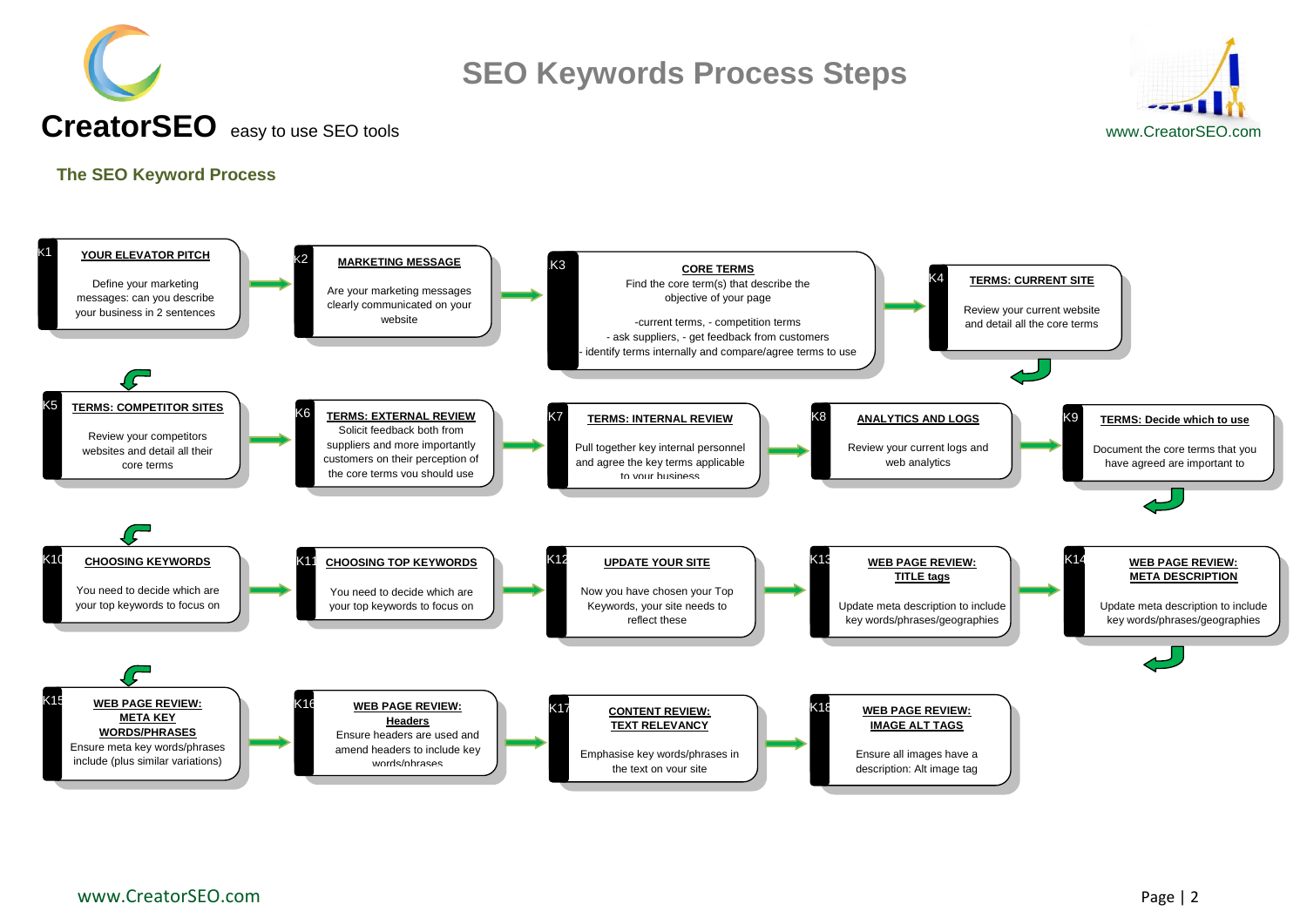# SEO Keywords Process Steps

**CreatorSEO** easy to use SEO tools

www.CreatorSEO.com

## The SEO Keyword Process

**K1 – YOUR ELEVATOR PITCH**
Define your marketing messages: can you describe your business in 2 sentences

**K2 – MARKETING MESSAGE**
Are your marketing messages clearly communicated on your website

**K3 – CORE TERMS**
Find the core term(s) that describe the objective of your page
- current terms, - competition terms
- ask suppliers, - get feedback from customers
- identify terms internally and compare/agree terms to use

**K4 – TERMS: CURRENT SITE**
Review your current website and detail all the core terms

**K5 – TERMS: COMPETITOR SITES**
Review your competitors websites and detail all their core terms

**K6 – TERMS: EXTERNAL REVIEW**
Solicit feedback both from suppliers and more importantly customers on their perception of the core terms you should use

**K7 – TERMS: INTERNAL REVIEW**
Pull together key internal personnel and agree the key terms applicable to your business

**K8 – ANALYTICS AND LOGS**
Review your current logs and web analytics

**K9 – TERMS: Decide which to use**
Document the core terms that you have agreed are important to

**K10 – CHOOSING KEYWORDS**
You need to decide which are your top keywords to focus on

**K11 – CHOOSING TOP KEYWORDS**
You need to decide which are your top keywords to focus on

**K12 – UPDATE YOUR SITE**
Now you have chosen your Top Keywords, your site needs to reflect these

**K13 – WEB PAGE REVIEW: TITLE tags**
Update meta description to include key words/phrases/geographies

**K14 – WEB PAGE REVIEW: META DESCRIPTION**
Update meta description to include key words/phrases/geographies

**K15 – WEB PAGE REVIEW: META KEY WORDS/PHRASES**
Ensure meta key words/phrases include (plus similar variations)

**K16 – WEB PAGE REVIEW: Headers**
Ensure headers are used and amend headers to include key words/phrases

**K17 – CONTENT REVIEW: TEXT RELEVANCY**
Emphasise key words/phrases in the text on your site

**K18 – WEB PAGE REVIEW: IMAGE ALT TAGS**
Ensure all images have a description: Alt image tag

www.CreatorSEO.com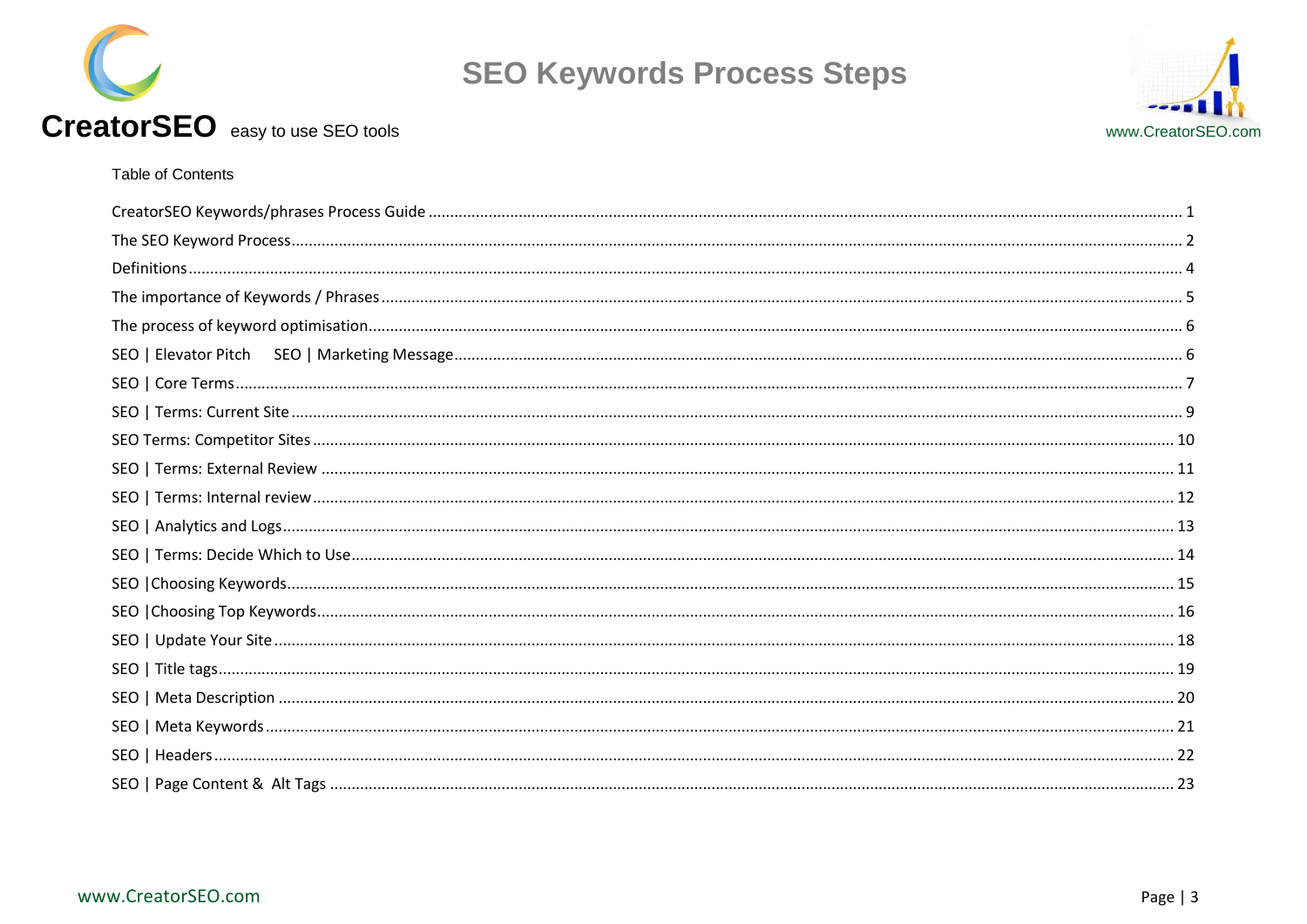Table of Contents

CreatorSEO Keywords/phrases Process Guide ........................................ 1
The SEO Keyword Process ........................................ 2
Definitions ........................................ 4
The importance of Keywords / Phrases ........................................ 5
The process of keyword optimisation ........................................ 6
SEO | Elevator Pitch SEO | Marketing Message ........................................ 6
SEO | Core Terms ........................................ 7
SEO | Terms: Current Site ........................................ 9
SEO Terms: Competitor Sites ........................................ 10
SEO | Terms: External Review ........................................ 11
SEO | Terms: Internal review ........................................ 12
SEO | Analytics and Logs ........................................ 13
SEO | Terms: Decide Which to Use ........................................ 14
SEO |Choosing Keywords ........................................ 15
SEO |Choosing Top Keywords ........................................ 16
SEO | Update Your Site ........................................ 18
SEO | Title tags ........................................ 19
SEO | Meta Description ........................................ 20
SEO | Meta Keywords ........................................ 21
SEO | Headers ........................................ 22
SEO | Page Content & Alt Tags ........................................ 23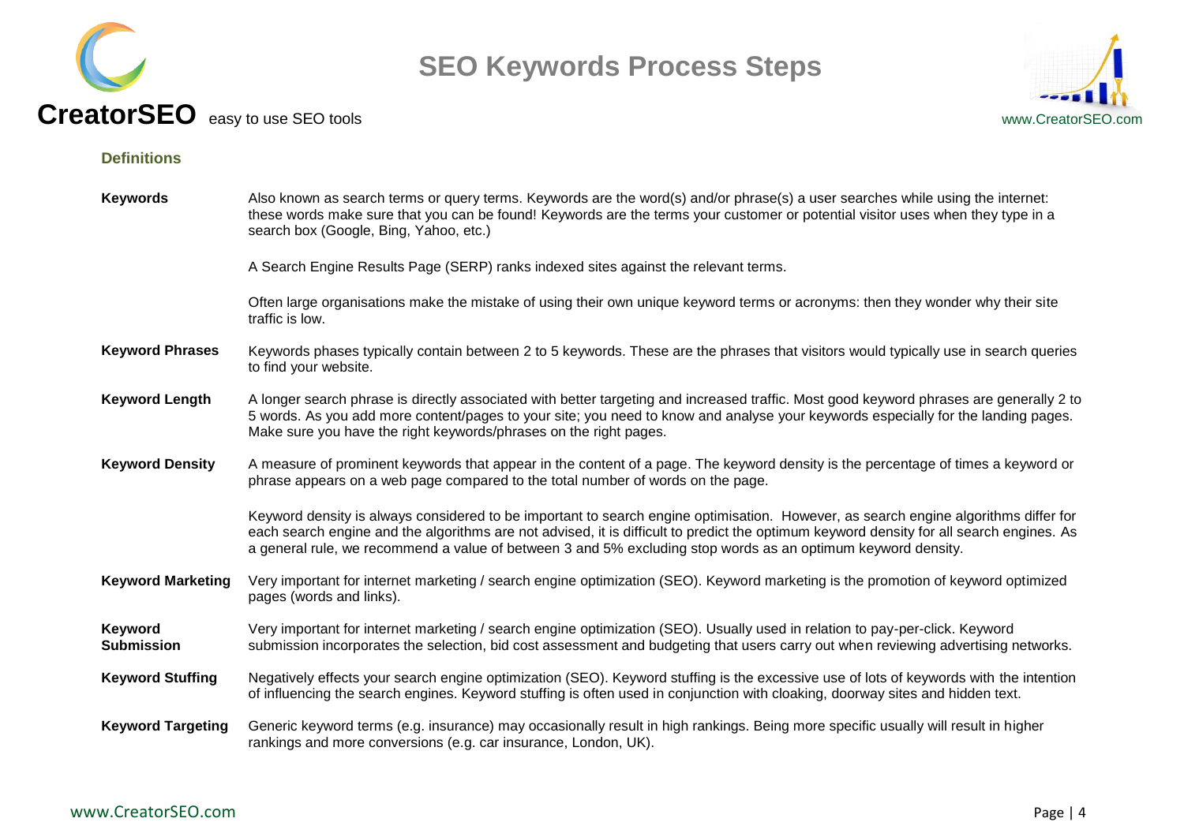# SEO Keywords Process Steps

**CreatorSEO** easy to use SEO tools

www.CreatorSEO.com

## Definitions

**Keywords**

Also known as search terms or query terms. Keywords are the word(s) and/or phrase(s) a user searches while using the internet: these words make sure that you can be found! Keywords are the terms your customer or potential visitor uses when they type in a search box (Google, Bing, Yahoo, etc.)

A Search Engine Results Page (SERP) ranks indexed sites against the relevant terms.

Often large organisations make the mistake of using their own unique keyword terms or acronyms: then they wonder why their site traffic is low.

**Keyword Phrases**

Keywords phases typically contain between 2 to 5 keywords. These are the phrases that visitors would typically use in search queries to find your website.

**Keyword Length**

A longer search phrase is directly associated with better targeting and increased traffic. Most good keyword phrases are generally 2 to 5 words. As you add more content/pages to your site; you need to know and analyse your keywords especially for the landing pages. Make sure you have the right keywords/phrases on the right pages.

**Keyword Density**

A measure of prominent keywords that appear in the content of a page. The keyword density is the percentage of times a keyword or phrase appears on a web page compared to the total number of words on the page.

Keyword density is always considered to be important to search engine optimisation. However, as search engine algorithms differ for each search engine and the algorithms are not advised, it is difficult to predict the optimum keyword density for all search engines. As a general rule, we recommend a value of between 3 and 5% excluding stop words as an optimum keyword density.

**Keyword Marketing**

Very important for internet marketing / search engine optimization (SEO). Keyword marketing is the promotion of keyword optimized pages (words and links).

**Keyword Submission**

Very important for internet marketing / search engine optimization (SEO). Usually used in relation to pay-per-click. Keyword submission incorporates the selection, bid cost assessment and budgeting that users carry out when reviewing advertising networks.

**Keyword Stuffing**

Negatively effects your search engine optimization (SEO). Keyword stuffing is the excessive use of lots of keywords with the intention of influencing the search engines. Keyword stuffing is often used in conjunction with cloaking, doorway sites and hidden text.

**Keyword Targeting**

Generic keyword terms (e.g. insurance) may occasionally result in high rankings. Being more specific usually will result in higher rankings and more conversions (e.g. car insurance, London, UK).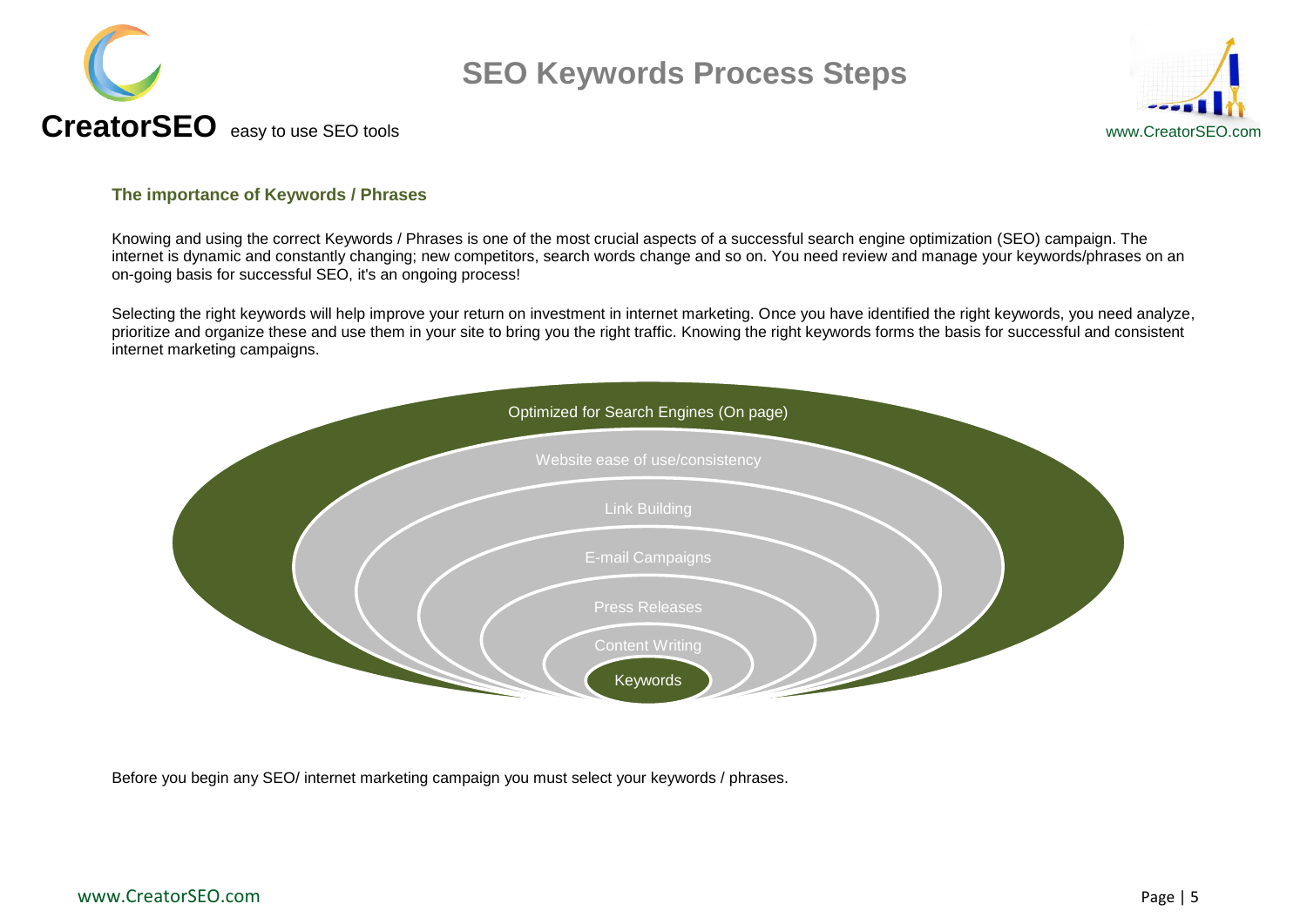# SEO Keywords Process Steps

## The importance of Keywords / Phrases

Knowing and using the correct Keywords / Phrases is one of the most crucial aspects of a successful search engine optimization (SEO) campaign. The internet is dynamic and constantly changing; new competitors, search words change and so on. You need review and manage your keywords/phrases on an on-going basis for successful SEO, it's an ongoing process!

Selecting the right keywords will help improve your return on investment in internet marketing. Once you have identified the right keywords, you need analyze, prioritize and organize these and use them in your site to bring you the right traffic. Knowing the right keywords forms the basis for successful and consistent internet marketing campaigns.

- Optimized for Search Engines (On page)
- Website ease of use/consistency
- Link Building
- E-mail Campaigns
- Press Releases
- Content Writing
- Keywords

Before you begin any SEO/ internet marketing campaign you must select your keywords / phrases.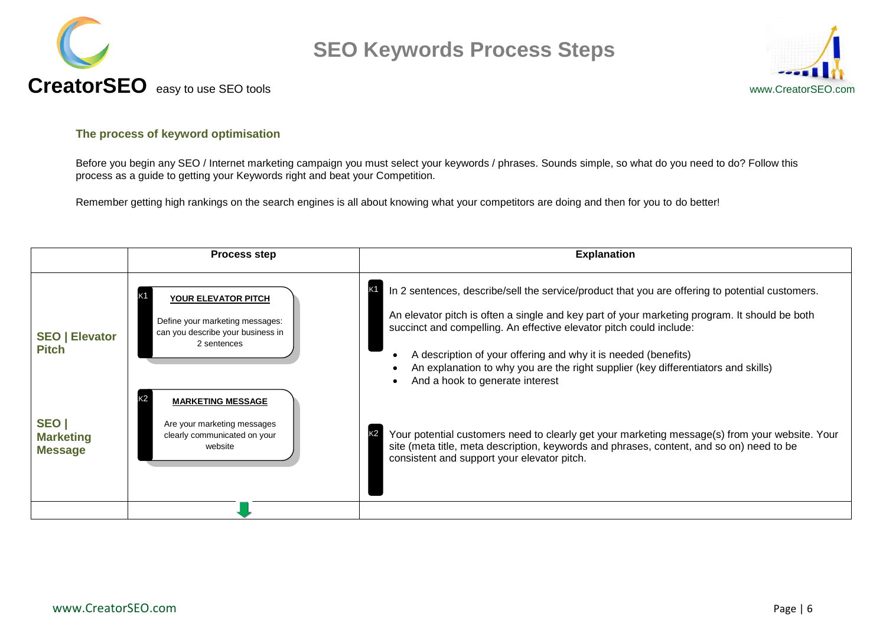## The process of keyword optimisation

Before you begin any SEO / Internet marketing campaign you must select your keywords / phrases. Sounds simple, so what do you need to do? Follow this process as a guide to getting your Keywords right and beat your Competition.

Remember getting high rankings on the search engines is all about knowing what your competitors are doing and then for you to do better!

| | Process step | Explanation |
|---|---|---|
| **SEO \| Elevator Pitch** | K1 **YOUR ELEVATOR PITCH**<br>Define your marketing messages: can you describe your business in 2 sentences | K1 In 2 sentences, describe/sell the service/product that you are offering to potential customers.<br><br>An elevator pitch is often a single and key part of your marketing program. It should be both succinct and compelling. An effective elevator pitch could include:<br>• A description of your offering and why it is needed (benefits)<br>• An explanation to why you are the right supplier (key differentiators and skills)<br>• And a hook to generate interest |
| **SEO \| Marketing Message** | K2 **MARKETING MESSAGE**<br>Are your marketing messages clearly communicated on your website | K2 Your potential customers need to clearly get your marketing message(s) from your website. Your site (meta title, meta description, keywords and phrases, content, and so on) need to be consistent and support your elevator pitch. |
| | | |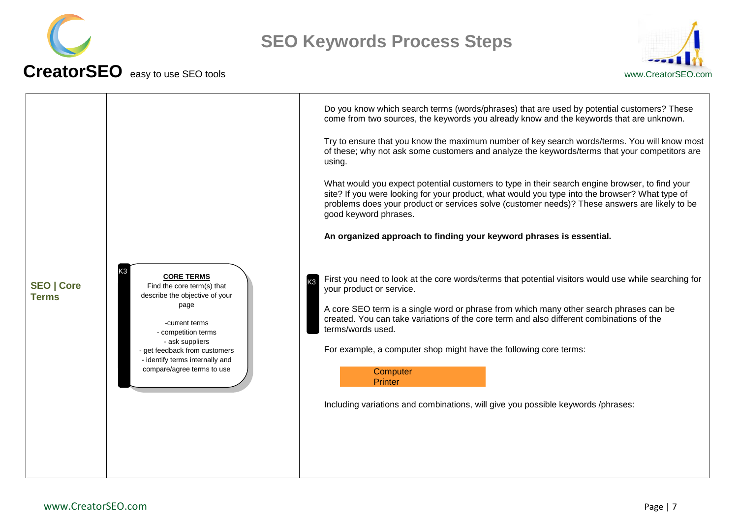# SEO Keywords Process Steps

Do you know which search terms (words/phrases) that are used by potential customers? These come from two sources, the keywords you already know and the keywords that are unknown.

Try to ensure that you know the maximum number of key search words/terms. You will know most of these; why not ask some customers and analyze the keywords/terms that your competitors are using.

What would you expect potential customers to type in their search engine browser, to find your site? If you were looking for your product, what would you type into the browser? What type of problems does your product or services solve (customer needs)? These answers are likely to be good keyword phrases.

**An organized approach to finding your keyword phrases is essential.**

## SEO | Core Terms

K3

**CORE TERMS**

Find the core term(s) that describe the objective of your page

- current terms
- competition terms
- ask suppliers
- get feedback from customers
- identify terms internally and compare/agree terms to use

K3

First you need to look at the core words/terms that potential visitors would use while searching for your product or service.

A core SEO term is a single word or phrase from which many other search phrases can be created. You can take variations of the core term and also different combinations of the terms/words used.

For example, a computer shop might have the following core terms:

Computer
Printer

Including variations and combinations, will give you possible keywords /phrases: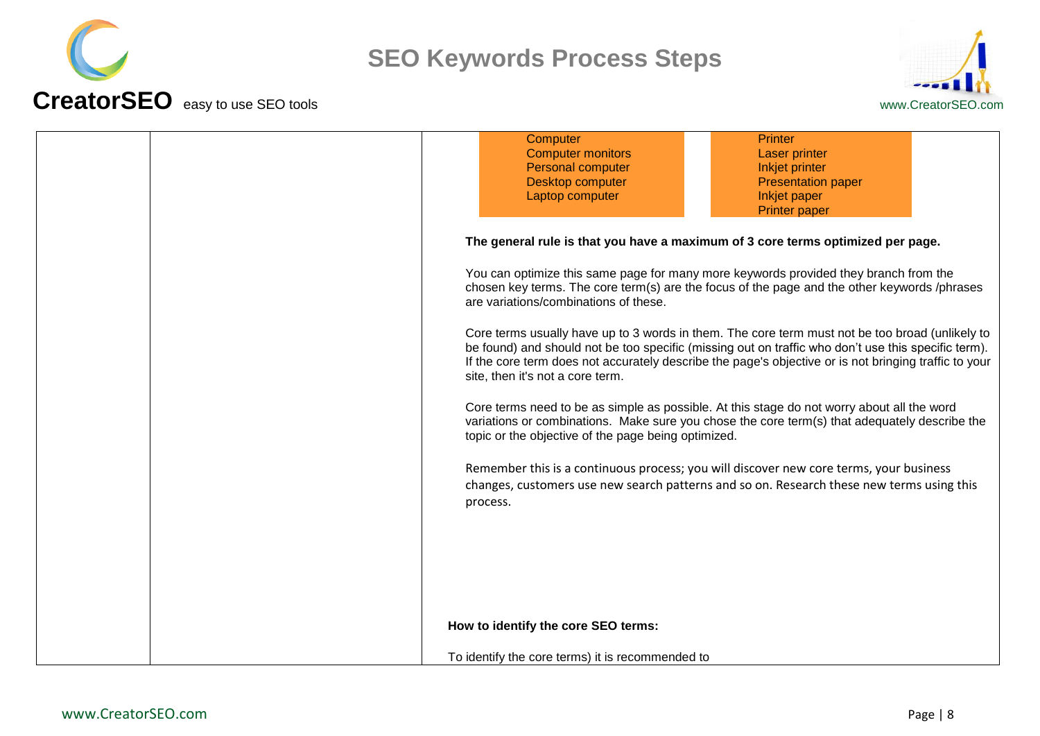| Computer | Printer |
| --- | --- |
| Computer monitors | Laser printer |
| Personal computer | Inkjet printer |
| Desktop computer | Presentation paper |
| Laptop computer | Inkjet paper |
| | Printer paper |

**The general rule is that you have a maximum of 3 core terms optimized per page.**

You can optimize this same page for many more keywords provided they branch from the chosen key terms. The core term(s) are the focus of the page and the other keywords /phrases are variations/combinations of these.

Core terms usually have up to 3 words in them. The core term must not be too broad (unlikely to be found) and should not be too specific (missing out on traffic who don't use this specific term). If the core term does not accurately describe the page's objective or is not bringing traffic to your site, then it's not a core term.

Core terms need to be as simple as possible. At this stage do not worry about all the word variations or combinations. Make sure you chose the core term(s) that adequately describe the topic or the objective of the page being optimized.

Remember this is a continuous process; you will discover new core terms, your business changes, customers use new search patterns and so on. Research these new terms using this process.

**How to identify the core SEO terms:**

To identify the core terms) it is recommended to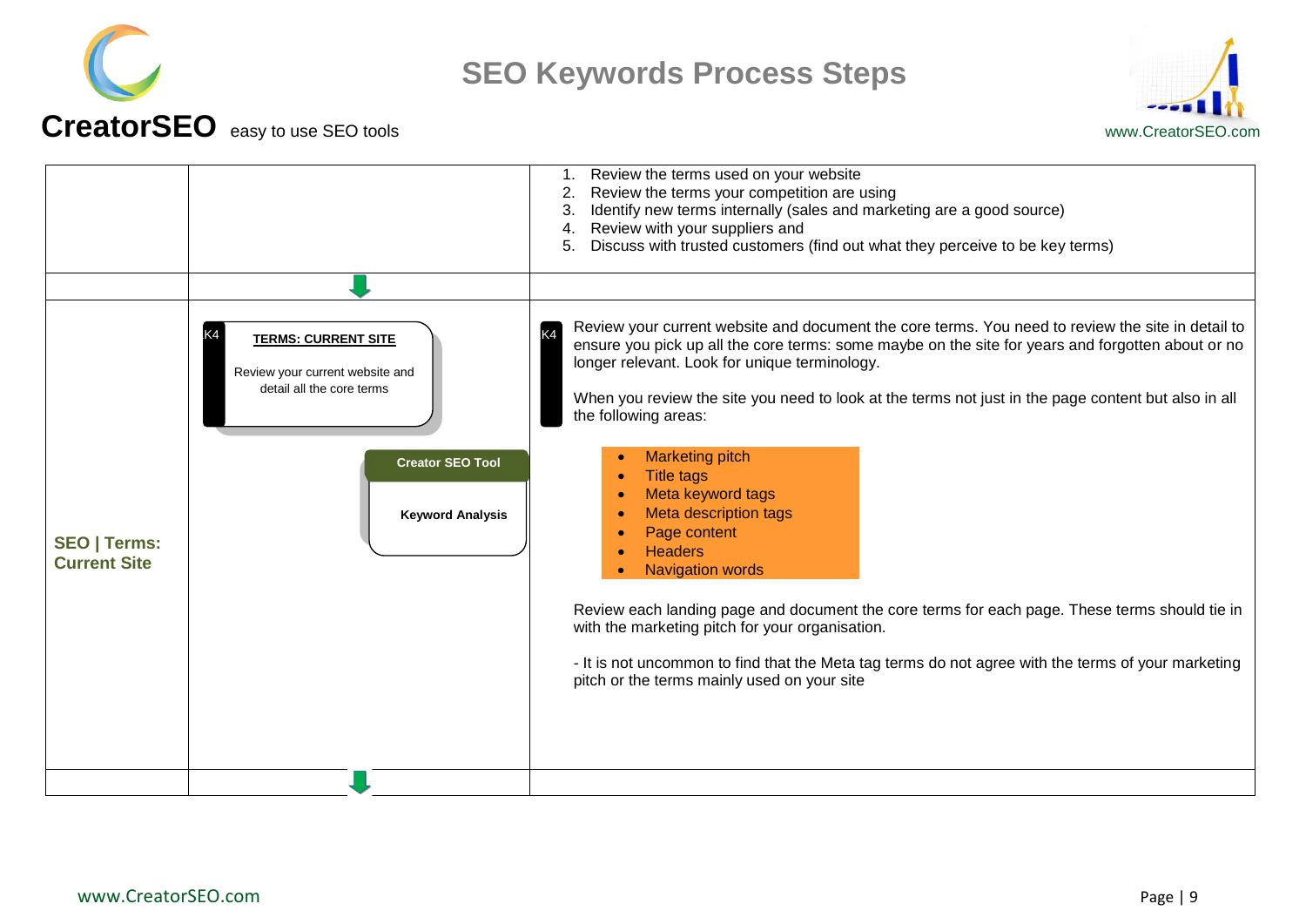# SEO Keywords Process Steps

**CreatorSEO** easy to use SEO tools

www.CreatorSEO.com

| | | |
|---|---|---|
| | | 1. Review the terms used on your website<br>2. Review the terms your competition are using<br>3. Identify new terms internally (sales and marketing are a good source)<br>4. Review with your suppliers and<br>5. Discuss with trusted customers (find out what they perceive to be key terms) |
| | ⬇ | |
| **SEO \| Terms: Current Site** | K4 **TERMS: CURRENT SITE**<br>Review your current website and detail all the core terms<br><br>**Creator SEO Tool**<br>**Keyword Analysis** | K4 Review your current website and document the core terms. You need to review the site in detail to ensure you pick up all the core terms: some maybe on the site for years and forgotten about or no longer relevant. Look for unique terminology.<br><br>When you review the site you need to look at the terms not just in the page content but also in all the following areas:<br><br>• Marketing pitch<br>• Title tags<br>• Meta keyword tags<br>• Meta description tags<br>• Page content<br>• Headers<br>• Navigation words<br><br>Review each landing page and document the core terms for each page. These terms should tie in with the marketing pitch for your organisation.<br><br>- It is not uncommon to find that the Meta tag terms do not agree with the terms of your marketing pitch or the terms mainly used on your site |
| | ⬇ | |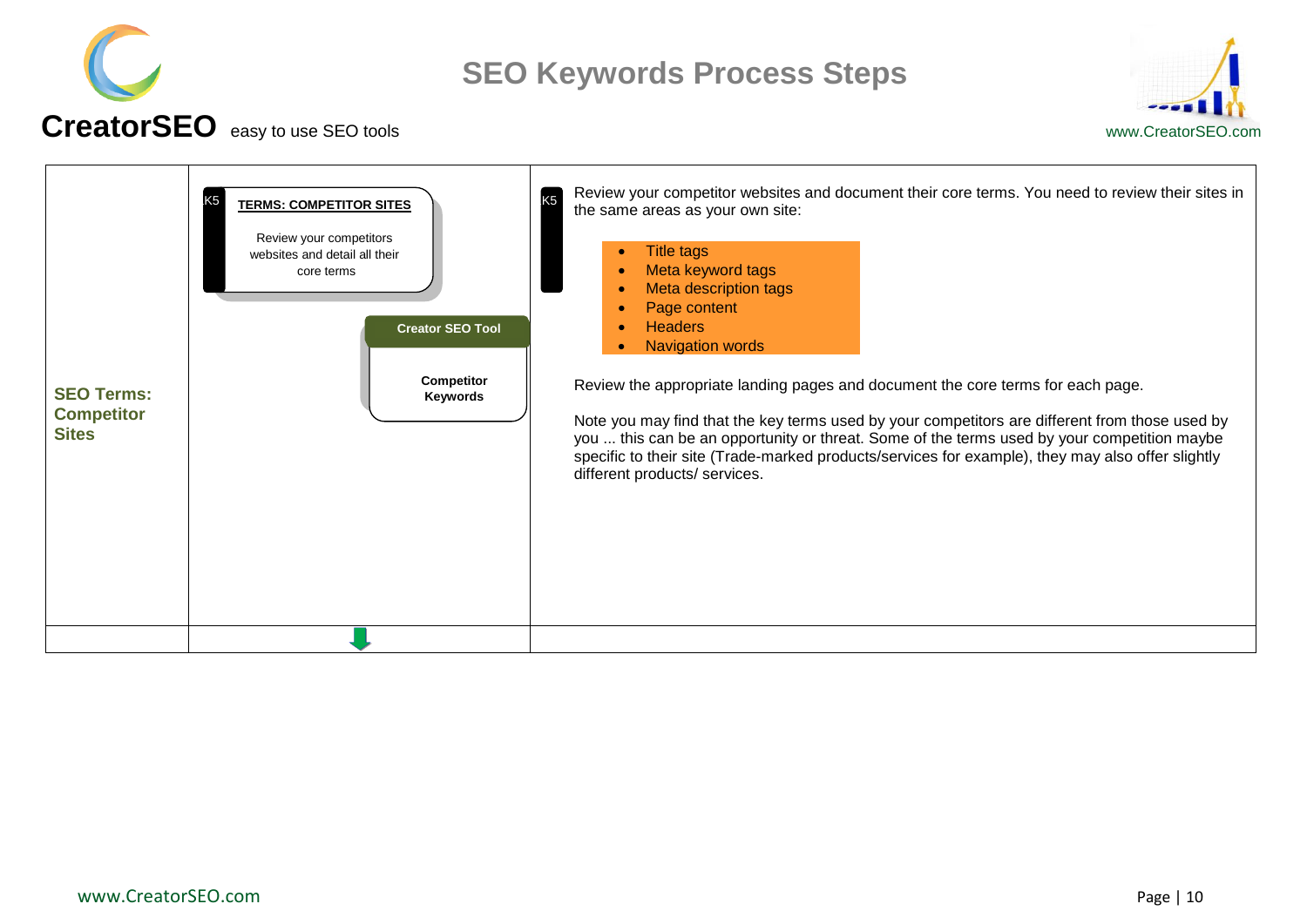# SEO Keywords Process Steps

| SEO Terms: Competitor Sites | Process | Description |
| --- | --- | --- |
| **SEO Terms: Competitor Sites** | K5 **TERMS: COMPETITOR SITES** Review your competitors websites and detail all their core terms<br><br>**Creator SEO Tool**<br>**Competitor Keywords** | K5 Review your competitor websites and document their core terms. You need to review their sites in the same areas as your own site:<br>• Title tags<br>• Meta keyword tags<br>• Meta description tags<br>• Page content<br>• Headers<br>• Navigation words<br><br>Review the appropriate landing pages and document the core terms for each page.<br><br>Note you may find that the key terms used by your competitors are different from those used by you ... this can be an opportunity or threat. Some of the terms used by your competition maybe specific to their site (Trade-marked products/services for example), they may also offer slightly different products/ services. |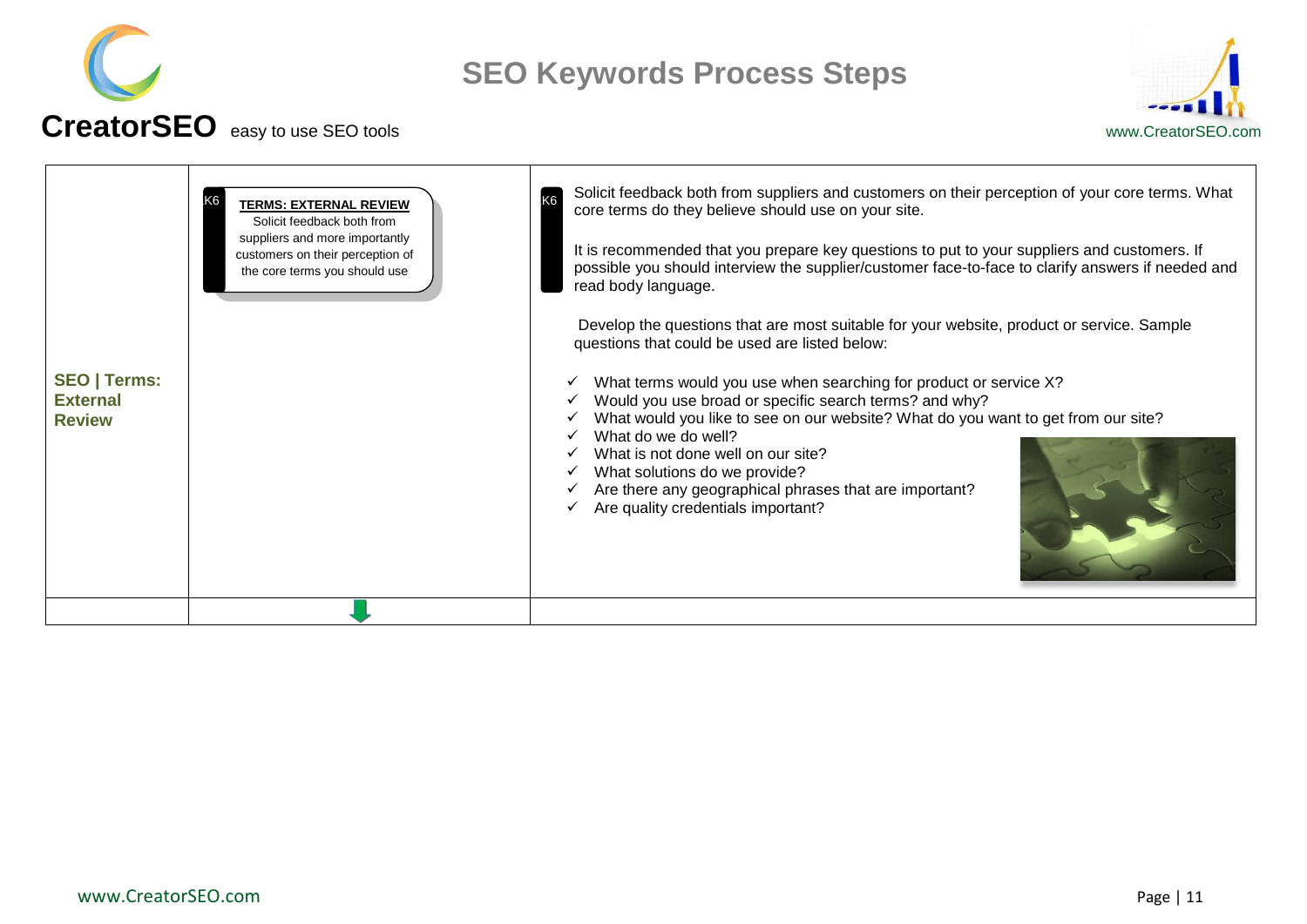| SEO \| Terms: External Review | K6 **TERMS: EXTERNAL REVIEW** Solicit feedback both from suppliers and more importantly customers on their perception of the core terms you should use | K6 Solicit feedback both from suppliers and customers on their perception of your core terms. What core terms do they believe should use on your site.<br><br>It is recommended that you prepare key questions to put to your suppliers and customers. If possible you should interview the supplier/customer face-to-face to clarify answers if needed and read body language.<br><br>Develop the questions that are most suitable for your website, product or service. Sample questions that could be used are listed below:<br><br>✓ What terms would you use when searching for product or service X?<br>✓ Would you use broad or specific search terms? and why?<br>✓ What would you like to see on our website? What do you want to get from our site?<br>✓ What do we do well?<br>✓ What is not done well on our site?<br>✓ What solutions do we provide?<br>✓ Are there any geographical phrases that are important?<br>✓ Are quality credentials important? |
|---|---|---|
| | ⬇ | |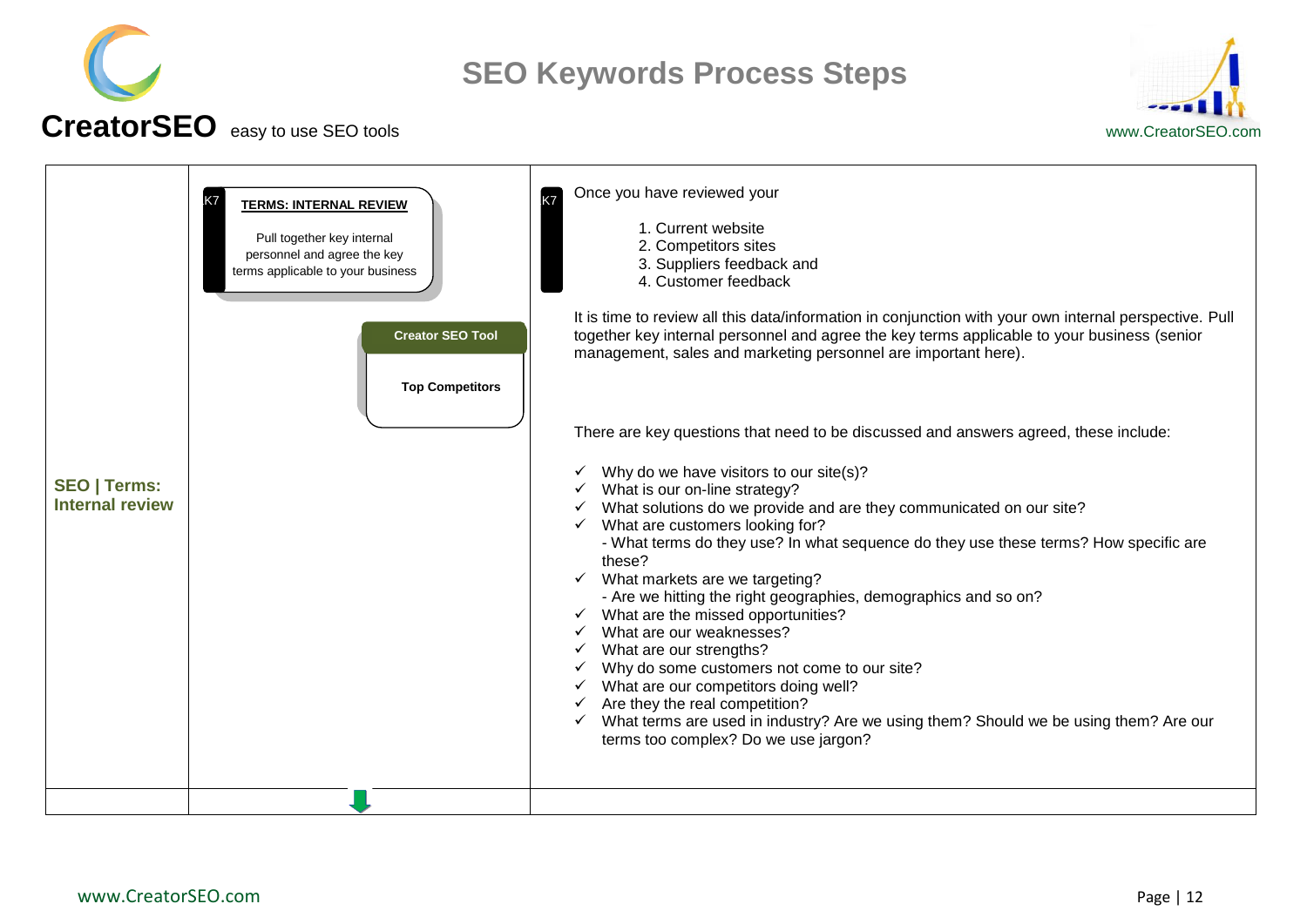# SEO Keywords Process Steps

**CreatorSEO** easy to use SEO tools

www.CreatorSEO.com

| | | |
|---|---|---|
| **SEO \| Terms: Internal review** | K7 **TERMS: INTERNAL REVIEW** Pull together key internal personnel and agree the key terms applicable to your business<br><br>**Creator SEO Tool**<br>**Top Competitors** | K7 Once you have reviewed your<br>1. Current website<br>2. Competitors sites<br>3. Suppliers feedback and<br>4. Customer feedback<br><br>It is time to review all this data/information in conjunction with your own internal perspective. Pull together key internal personnel and agree the key terms applicable to your business (senior management, sales and marketing personnel are important here).<br><br>There are key questions that need to be discussed and answers agreed, these include:<br>✓ Why do we have visitors to our site(s)?<br>✓ What is our on-line strategy?<br>✓ What solutions do we provide and are they communicated on our site?<br>✓ What are customers looking for?<br>- What terms do they use? In what sequence do they use these terms? How specific are these?<br>✓ What markets are we targeting?<br>- Are we hitting the right geographies, demographics and so on?<br>✓ What are the missed opportunities?<br>✓ What are our weaknesses?<br>✓ What are our strengths?<br>✓ Why do some customers not come to our site?<br>✓ What are our competitors doing well?<br>✓ Are they the real competition?<br>✓ What terms are used in industry? Are we using them? Should we be using them? Are our terms too complex? Do we use jargon? |
| | | |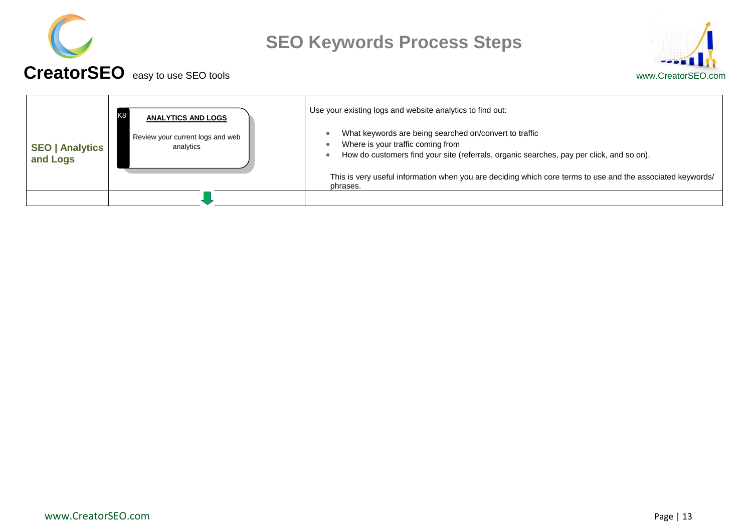# SEO Keywords Process Steps

| SEO \| Analytics and Logs | K8 **ANALYTICS AND LOGS** Review your current logs and web analytics | Use your existing logs and website analytics to find out:<br><br>• What keywords are being searched on/convert to traffic<br>• Where is your traffic coming from<br>• How do customers find your site (referrals, organic searches, pay per click, and so on).<br><br>This is very useful information when you are deciding which core terms to use and the associated keywords/ phrases. |
|---|---|---|
| | | |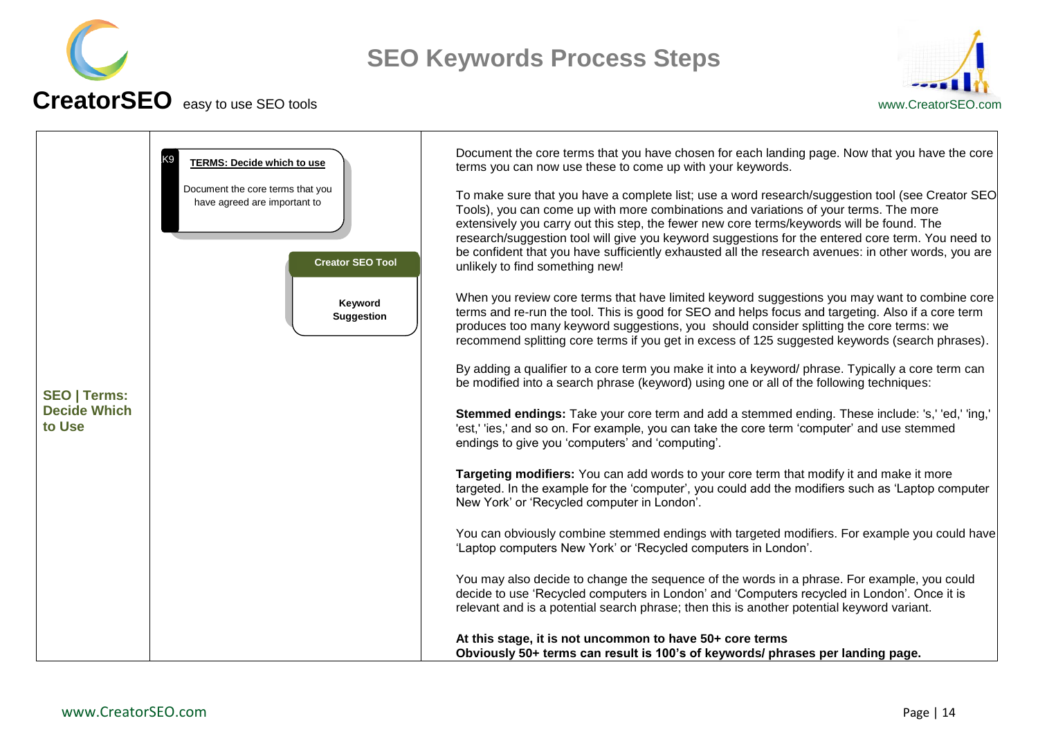# SEO Keywords Process Steps

**CreatorSEO** easy to use SEO tools

www.CreatorSEO.com

## SEO | Terms: Decide Which to Use

K9 **TERMS: Decide which to use**

Document the core terms that you have agreed are important to

**Creator SEO Tool**

**Keyword Suggestion**

Document the core terms that you have chosen for each landing page. Now that you have the core terms you can now use these to come up with your keywords.

To make sure that you have a complete list; use a word research/suggestion tool (see Creator SEO Tools), you can come up with more combinations and variations of your terms. The more extensively you carry out this step, the fewer new core terms/keywords will be found. The research/suggestion tool will give you keyword suggestions for the entered core term. You need to be confident that you have sufficiently exhausted all the research avenues: in other words, you are unlikely to find something new!

When you review core terms that have limited keyword suggestions you may want to combine core terms and re-run the tool. This is good for SEO and helps focus and targeting. Also if a core term produces too many keyword suggestions, you should consider splitting the core terms: we recommend splitting core terms if you get in excess of 125 suggested keywords (search phrases).

By adding a qualifier to a core term you make it into a keyword/ phrase. Typically a core term can be modified into a search phrase (keyword) using one or all of the following techniques:

**Stemmed endings:** Take your core term and add a stemmed ending. These include: 's,' 'ed,' 'ing,' 'est,' 'ies,' and so on. For example, you can take the core term 'computer' and use stemmed endings to give you 'computers' and 'computing'.

**Targeting modifiers:** You can add words to your core term that modify it and make it more targeted. In the example for the 'computer', you could add the modifiers such as 'Laptop computer New York' or 'Recycled computer in London'.

You can obviously combine stemmed endings with targeted modifiers. For example you could have 'Laptop computers New York' or 'Recycled computers in London'.

You may also decide to change the sequence of the words in a phrase. For example, you could decide to use 'Recycled computers in London' and 'Computers recycled in London'. Once it is relevant and is a potential search phrase; then this is another potential keyword variant.

**At this stage, it is not uncommon to have 50+ core terms**
**Obviously 50+ terms can result is 100's of keywords/ phrases per landing page.**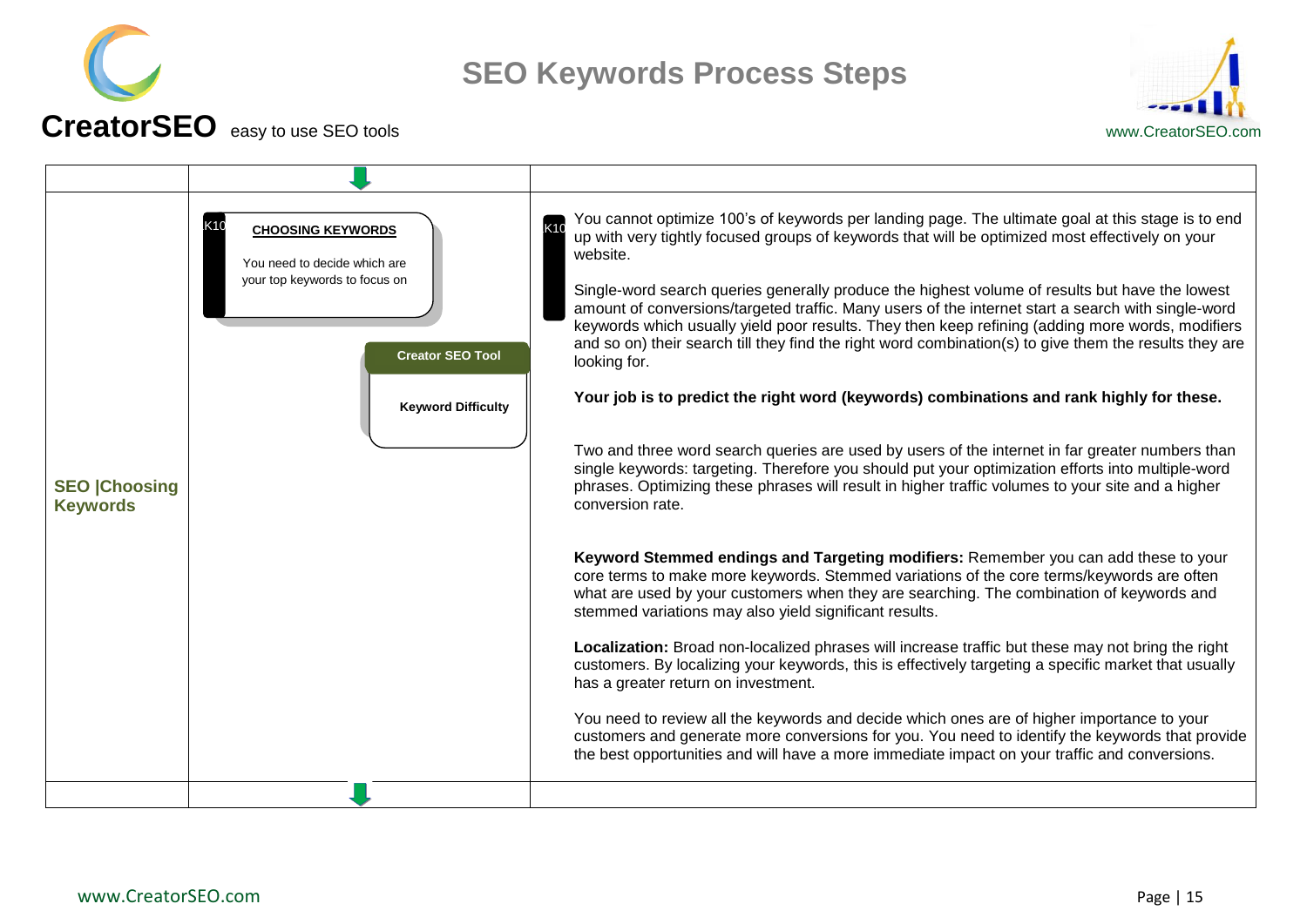# SEO Keywords Process Steps

**CreatorSEO** easy to use SEO tools

www.CreatorSEO.com

| | | |
|---|---|---|
| **SEO \|Choosing Keywords** | K10 **CHOOSING KEYWORDS**<br><br>You need to decide which are your top keywords to focus on<br><br>**Creator SEO Tool**<br><br>**Keyword Difficulty** | K10 You cannot optimize 100's of keywords per landing page. The ultimate goal at this stage is to end up with very tightly focused groups of keywords that will be optimized most effectively on your website.<br><br>Single-word search queries generally produce the highest volume of results but have the lowest amount of conversions/targeted traffic. Many users of the internet start a search with single-word keywords which usually yield poor results. They then keep refining (adding more words, modifiers and so on) their search till they find the right word combination(s) to give them the results they are looking for.<br><br>**Your job is to predict the right word (keywords) combinations and rank highly for these.**<br><br>Two and three word search queries are used by users of the internet in far greater numbers than single keywords: targeting. Therefore you should put your optimization efforts into multiple-word phrases. Optimizing these phrases will result in higher traffic volumes to your site and a higher conversion rate.<br><br>**Keyword Stemmed endings and Targeting modifiers:** Remember you can add these to your core terms to make more keywords. Stemmed variations of the core terms/keywords are often what are used by your customers when they are searching. The combination of keywords and stemmed variations may also yield significant results.<br><br>**Localization:** Broad non-localized phrases will increase traffic but these may not bring the right customers. By localizing your keywords, this is effectively targeting a specific market that usually has a greater return on investment.<br><br>You need to review all the keywords and decide which ones are of higher importance to your customers and generate more conversions for you. You need to identify the keywords that provide the best opportunities and will have a more immediate impact on your traffic and conversions. |
| | | |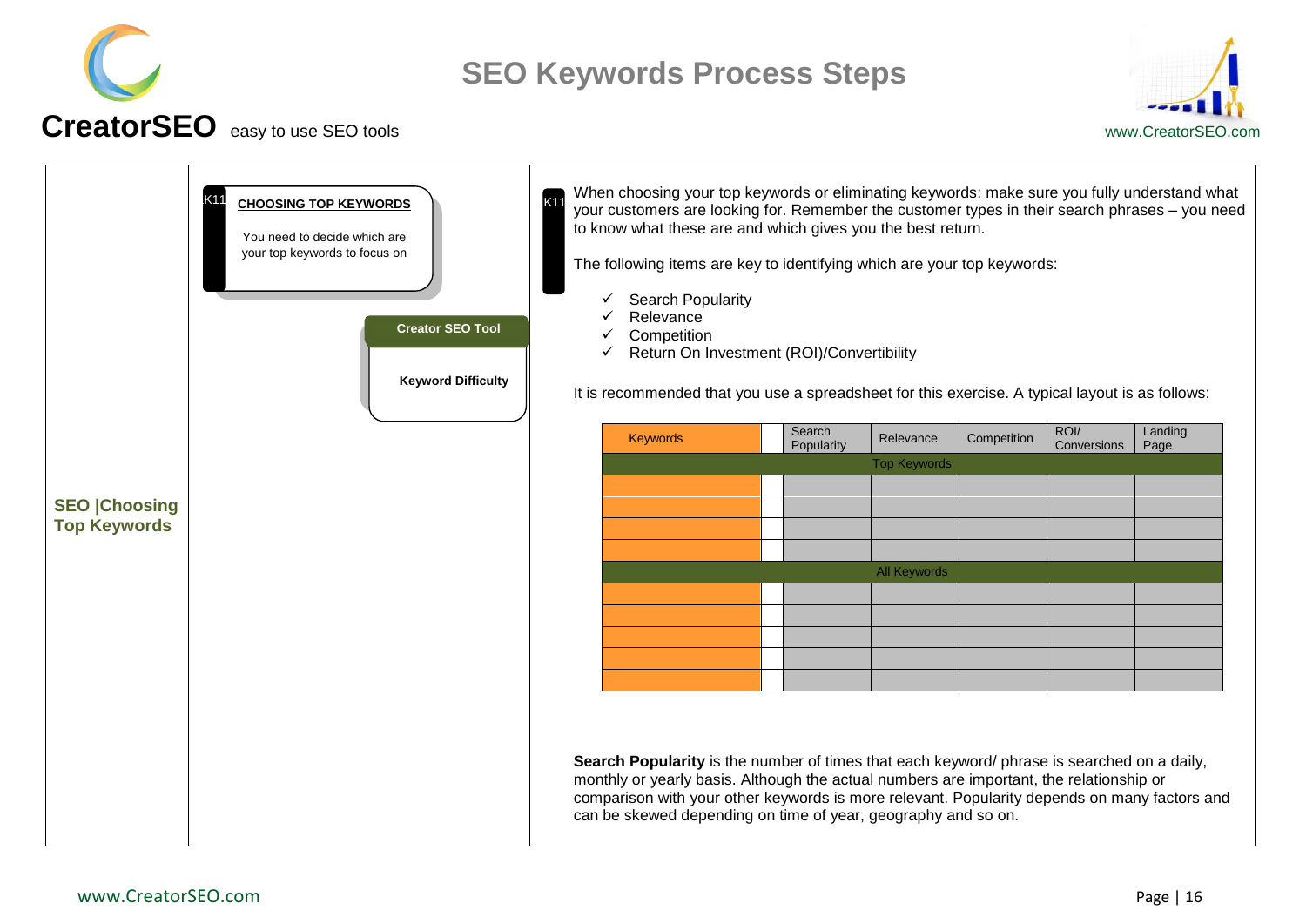# SEO Keywords Process Steps

**CreatorSEO** easy to use SEO tools

www.CreatorSEO.com

## SEO |Choosing Top Keywords

K11 **CHOOSING TOP KEYWORDS**

You need to decide which are your top keywords to focus on

**Creator SEO Tool**

**Keyword Difficulty**

K11

When choosing your top keywords or eliminating keywords: make sure you fully understand what your customers are looking for. Remember the customer types in their search phrases – you need to know what these are and which gives you the best return.

The following items are key to identifying which are your top keywords:

- ✓ Search Popularity
- ✓ Relevance
- ✓ Competition
- ✓ Return On Investment (ROI)/Convertibility

It is recommended that you use a spreadsheet for this exercise. A typical layout is as follows:

| Keywords | | Search Popularity | Relevance | Competition | ROI/ Conversions | Landing Page |
|---|---|---|---|---|---|---|
| Top Keywords | | | | | | |
| | | | | | | |
| | | | | | | |
| | | | | | | |
| | | | | | | |
| All Keywords | | | | | | |
| | | | | | | |
| | | | | | | |
| | | | | | | |
| | | | | | | |
| | | | | | | |

**Search Popularity** is the number of times that each keyword/ phrase is searched on a daily, monthly or yearly basis. Although the actual numbers are important, the relationship or comparison with your other keywords is more relevant. Popularity depends on many factors and can be skewed depending on time of year, geography and so on.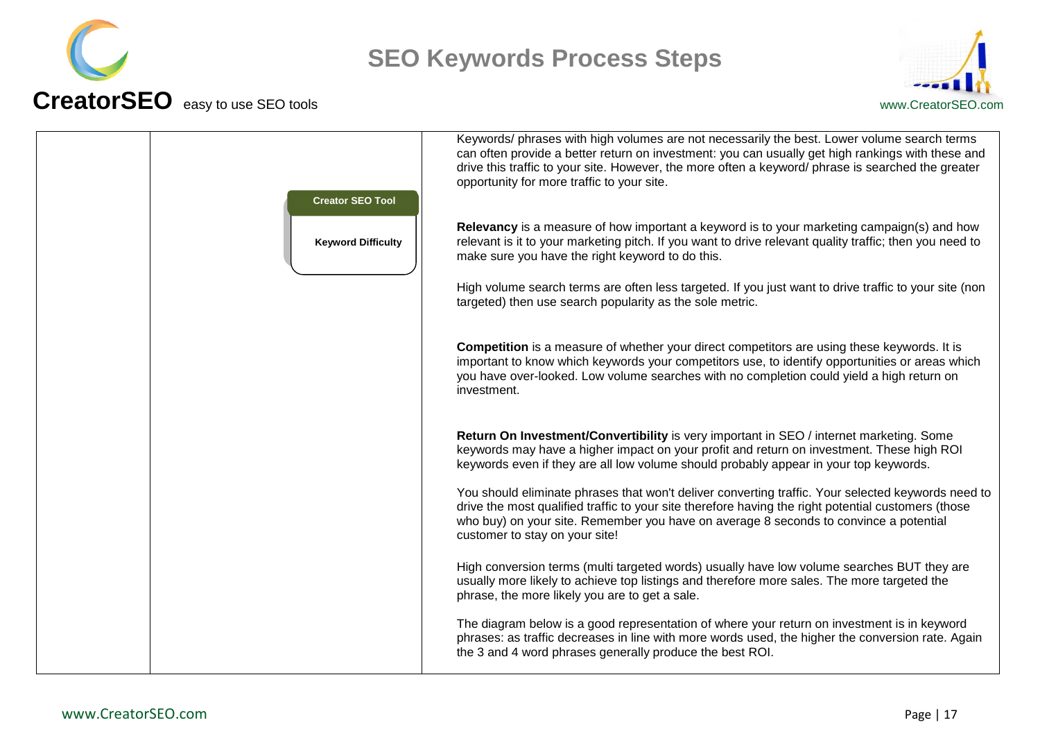# SEO Keywords Process Steps

| | | |
|---|---|---|
| | **Creator SEO Tool**<br><br>**Keyword Difficulty** | Keywords/ phrases with high volumes are not necessarily the best. Lower volume search terms can often provide a better return on investment: you can usually get high rankings with these and drive this traffic to your site. However, the more often a keyword/ phrase is searched the greater opportunity for more traffic to your site.<br><br>**Relevancy** is a measure of how important a keyword is to your marketing campaign(s) and how relevant is it to your marketing pitch. If you want to drive relevant quality traffic; then you need to make sure you have the right keyword to do this.<br><br>High volume search terms are often less targeted. If you just want to drive traffic to your site (non targeted) then use search popularity as the sole metric.<br><br>**Competition** is a measure of whether your direct competitors are using these keywords. It is important to know which keywords your competitors use, to identify opportunities or areas which you have over-looked. Low volume searches with no completion could yield a high return on investment.<br><br>**Return On Investment/Convertibility** is very important in SEO / internet marketing. Some keywords may have a higher impact on your profit and return on investment. These high ROI keywords even if they are all low volume should probably appear in your top keywords.<br><br>You should eliminate phrases that won't deliver converting traffic. Your selected keywords need to drive the most qualified traffic to your site therefore having the right potential customers (those who buy) on your site. Remember you have on average 8 seconds to convince a potential customer to stay on your site!<br><br>High conversion terms (multi targeted words) usually have low volume searches BUT they are usually more likely to achieve top listings and therefore more sales. The more targeted the phrase, the more likely you are to get a sale.<br><br>The diagram below is a good representation of where your return on investment is in keyword phrases: as traffic decreases in line with more words used, the higher the conversion rate. Again the 3 and 4 word phrases generally produce the best ROI. |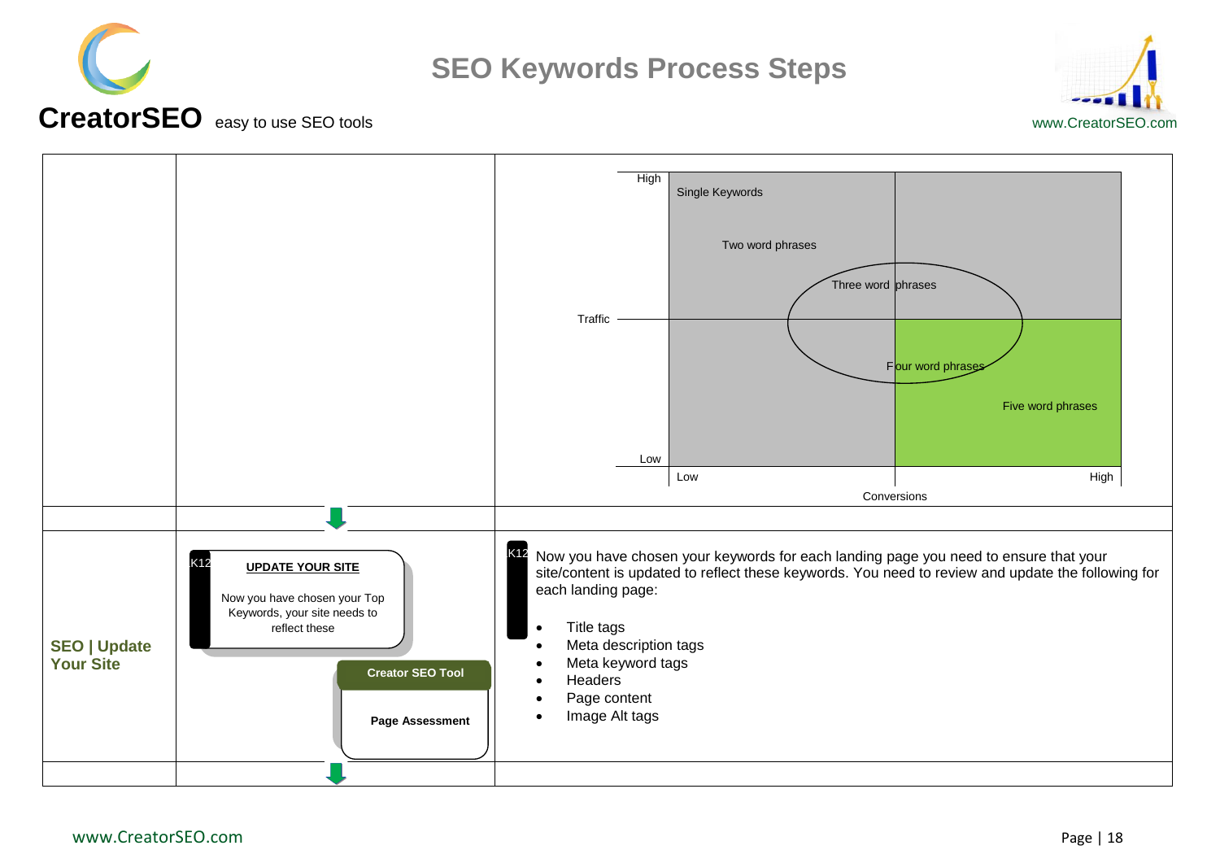# SEO Keywords Process Steps

**CreatorSEO** easy to use SEO tools

www.CreatorSEO.com

Traffic: High / Low — Conversions: Low / High

- Single Keywords
- Two word phrases
- Three word phrases
- Four word phrases
- Five word phrases

## SEO | Update Your Site

K12 **UPDATE YOUR SITE**

Now you have chosen your Top Keywords, your site needs to reflect these

**Creator SEO Tool**

**Page Assessment**

K12 Now you have chosen your keywords for each landing page you need to ensure that your site/content is updated to reflect these keywords. You need to review and update the following for each landing page:

- Title tags
- Meta description tags
- Meta keyword tags
- Headers
- Page content
- Image Alt tags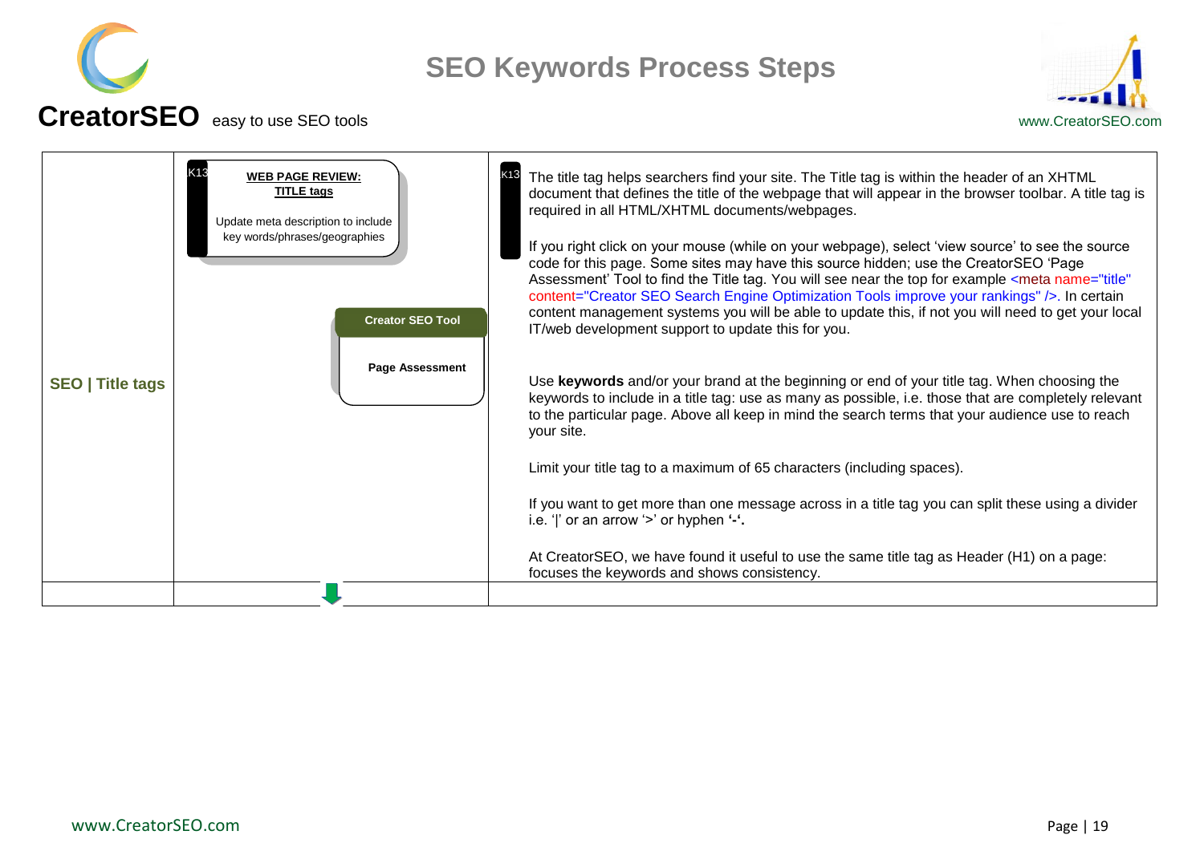# SEO Keywords Process Steps

**CreatorSEO** easy to use SEO tools

www.CreatorSEO.com

| | | |
|---|---|---|
| **SEO \| Title tags** | K13 **WEB PAGE REVIEW: TITLE tags** Update meta description to include key words/phrases/geographies<br><br>**Creator SEO Tool** **Page Assessment** | K13 The title tag helps searchers find your site. The Title tag is within the header of an XHTML document that defines the title of the webpage that will appear in the browser toolbar. A title tag is required in all HTML/XHTML documents/webpages.<br><br>If you right click on your mouse (while on your webpage), select 'view source' to see the source code for this page. Some sites may have this source hidden; use the CreatorSEO 'Page Assessment' Tool to find the Title tag. You will see near the top for example <meta name="title" content="Creator SEO Search Engine Optimization Tools improve your rankings" />. In certain content management systems you will be able to update this, if not you will need to get your local IT/web development support to update this for you.<br><br>Use **keywords** and/or your brand at the beginning or end of your title tag. When choosing the keywords to include in a title tag: use as many as possible, i.e. those that are completely relevant to the particular page. Above all keep in mind the search terms that your audience use to reach your site.<br><br>Limit your title tag to a maximum of 65 characters (including spaces).<br><br>If you want to get more than one message across in a title tag you can split these using a divider i.e. '\|' or an arrow '>' or hyphen **'-'.**<br><br>At CreatorSEO, we have found it useful to use the same title tag as Header (H1) on a page: focuses the keywords and shows consistency. |
| | | |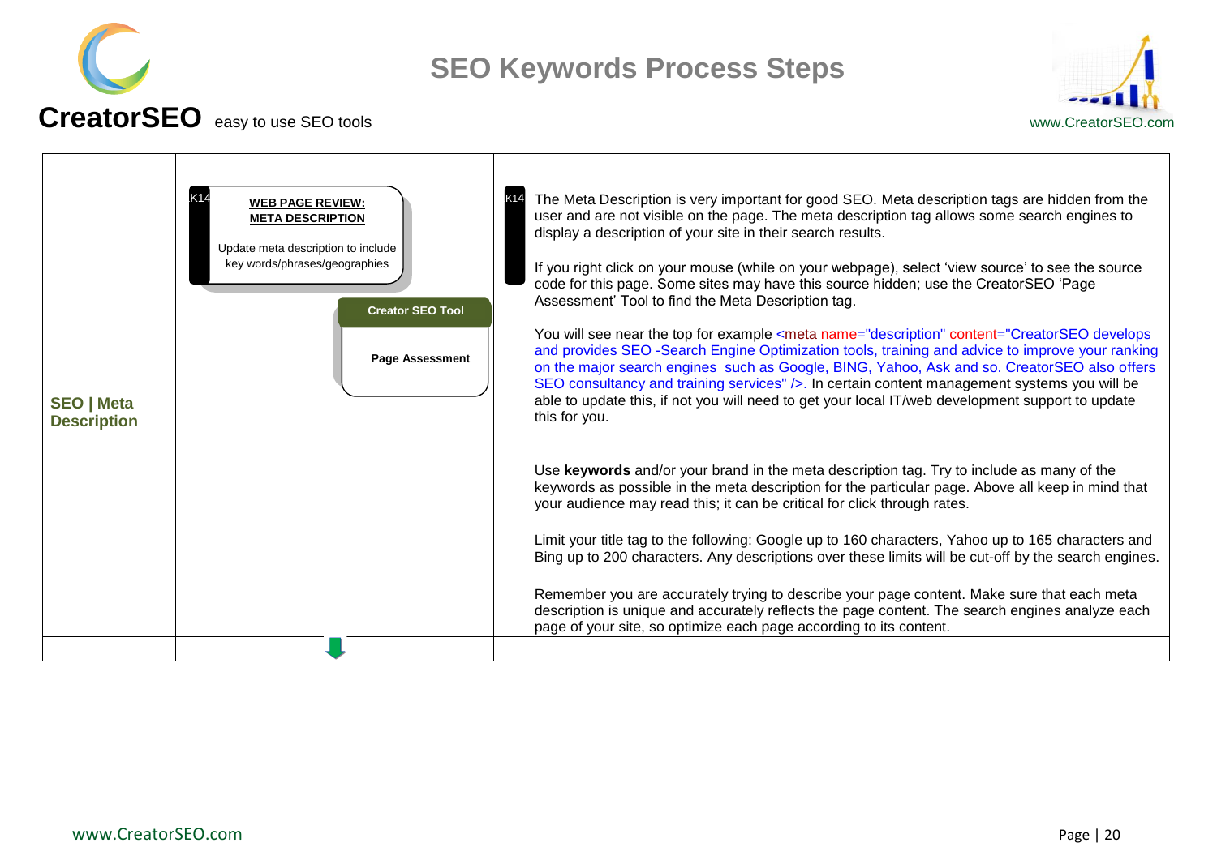# SEO Keywords Process Steps

**CreatorSEO** easy to use SEO tools

www.CreatorSEO.com

| | | |
|---|---|---|
| **SEO \| Meta Description** | K14 **WEB PAGE REVIEW: META DESCRIPTION**<br><br>Update meta description to include key words/phrases/geographies<br><br>**Creator SEO Tool**<br><br>**Page Assessment** | K14 The Meta Description is very important for good SEO. Meta description tags are hidden from the user and are not visible on the page. The meta description tag allows some search engines to display a description of your site in their search results.<br><br>If you right click on your mouse (while on your webpage), select 'view source' to see the source code for this page. Some sites may have this source hidden; use the CreatorSEO 'Page Assessment' Tool to find the Meta Description tag.<br><br>You will see near the top for example <meta name="description" content="CreatorSEO develops and provides SEO -Search Engine Optimization tools, training and advice to improve your ranking on the major search engines such as Google, BING, Yahoo, Ask and so. CreatorSEO also offers SEO consultancy and training services" />. In certain content management systems you will be able to update this, if not you will need to get your local IT/web development support to update this for you.<br><br>Use **keywords** and/or your brand in the meta description tag. Try to include as many of the keywords as possible in the meta description for the particular page. Above all keep in mind that your audience may read this; it can be critical for click through rates.<br><br>Limit your title tag to the following: Google up to 160 characters, Yahoo up to 165 characters and Bing up to 200 characters. Any descriptions over these limits will be cut-off by the search engines.<br><br>Remember you are accurately trying to describe your page content. Make sure that each meta description is unique and accurately reflects the page content. The search engines analyze each page of your site, so optimize each page according to its content. |
| | | |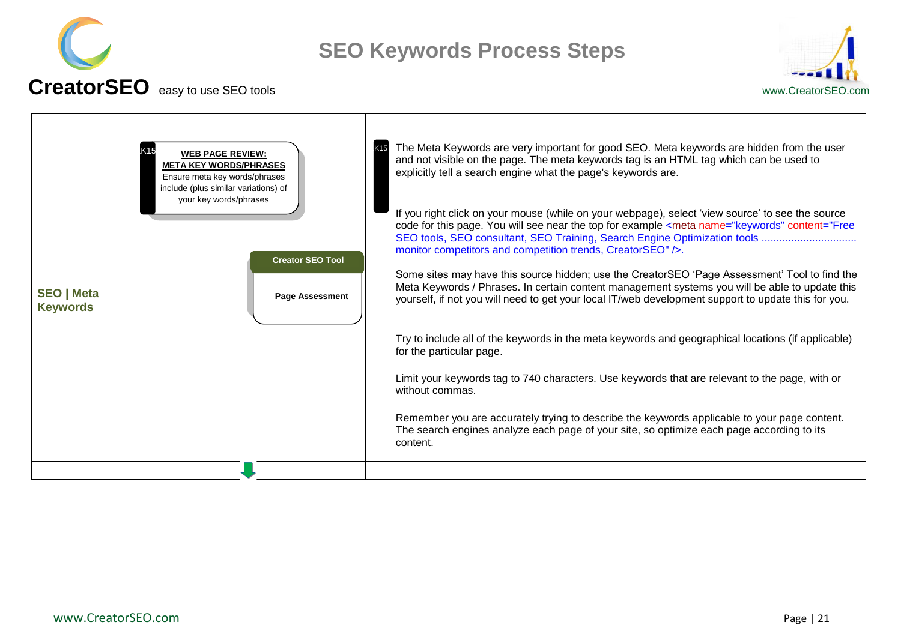# SEO Keywords Process Steps

**CreatorSEO** easy to use SEO tools

www.CreatorSEO.com

| | | |
|---|---|---|
| **SEO \| Meta Keywords** | K15 **WEB PAGE REVIEW: META KEY WORDS/PHRASES** Ensure meta key words/phrases include (plus similar variations) of your key words/phrases<br><br>**Creator SEO Tool**<br>**Page Assessment** | K15 The Meta Keywords are very important for good SEO. Meta keywords are hidden from the user and not visible on the page. The meta keywords tag is an HTML tag which can be used to explicitly tell a search engine what the page's keywords are.<br><br>If you right click on your mouse (while on your webpage), select 'view source' to see the source code for this page. You will see near the top for example <meta name="keywords" content="Free SEO tools, SEO consultant, SEO Training, Search Engine Optimization tools ................................ monitor competitors and competition trends, CreatorSEO" />.<br><br>Some sites may have this source hidden; use the CreatorSEO 'Page Assessment' Tool to find the Meta Keywords / Phrases. In certain content management systems you will be able to update this yourself, if not you will need to get your local IT/web development support to update this for you.<br><br>Try to include all of the keywords in the meta keywords and geographical locations (if applicable) for the particular page.<br><br>Limit your keywords tag to 740 characters. Use keywords that are relevant to the page, with or without commas.<br><br>Remember you are accurately trying to describe the keywords applicable to your page content. The search engines analyze each page of your site, so optimize each page according to its content. |
| | | |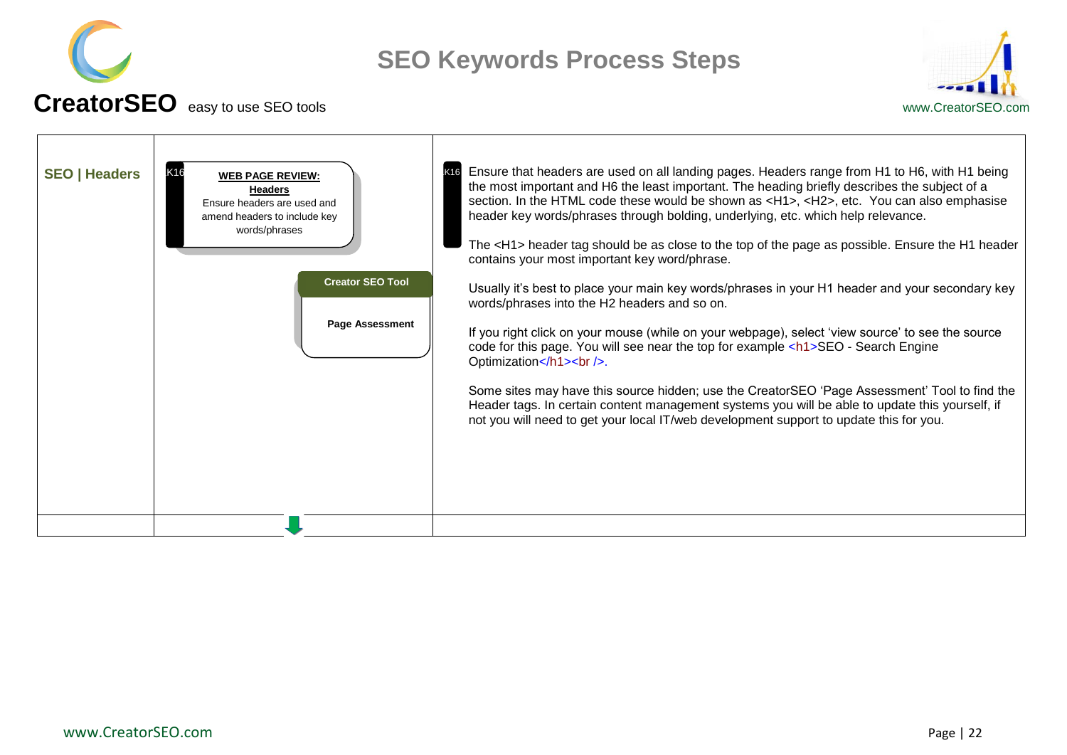# SEO Keywords Process Steps

**CreatorSEO** easy to use SEO tools

www.CreatorSEO.com

| | | |
|---|---|---|
| **SEO \| Headers** | K16 **WEB PAGE REVIEW: Headers** Ensure headers are used and amend headers to include key words/phrases<br><br>**Creator SEO Tool**<br>**Page Assessment** | K16 Ensure that headers are used on all landing pages. Headers range from H1 to H6, with H1 being the most important and H6 the least important. The heading briefly describes the subject of a section. In the HTML code these would be shown as <H1>, <H2>, etc. You can also emphasise header key words/phrases through bolding, underlying, etc. which help relevance.<br><br>The <H1> header tag should be as close to the top of the page as possible. Ensure the H1 header contains your most important key word/phrase.<br><br>Usually it's best to place your main key words/phrases in your H1 header and your secondary key words/phrases into the H2 headers and so on.<br><br>If you right click on your mouse (while on your webpage), select 'view source' to see the source code for this page. You will see near the top for example <h1>SEO - Search Engine Optimization</h1><br />.<br><br>Some sites may have this source hidden; use the CreatorSEO 'Page Assessment' Tool to find the Header tags. In certain content management systems you will be able to update this yourself, if not you will need to get your local IT/web development support to update this for you. |
| | | |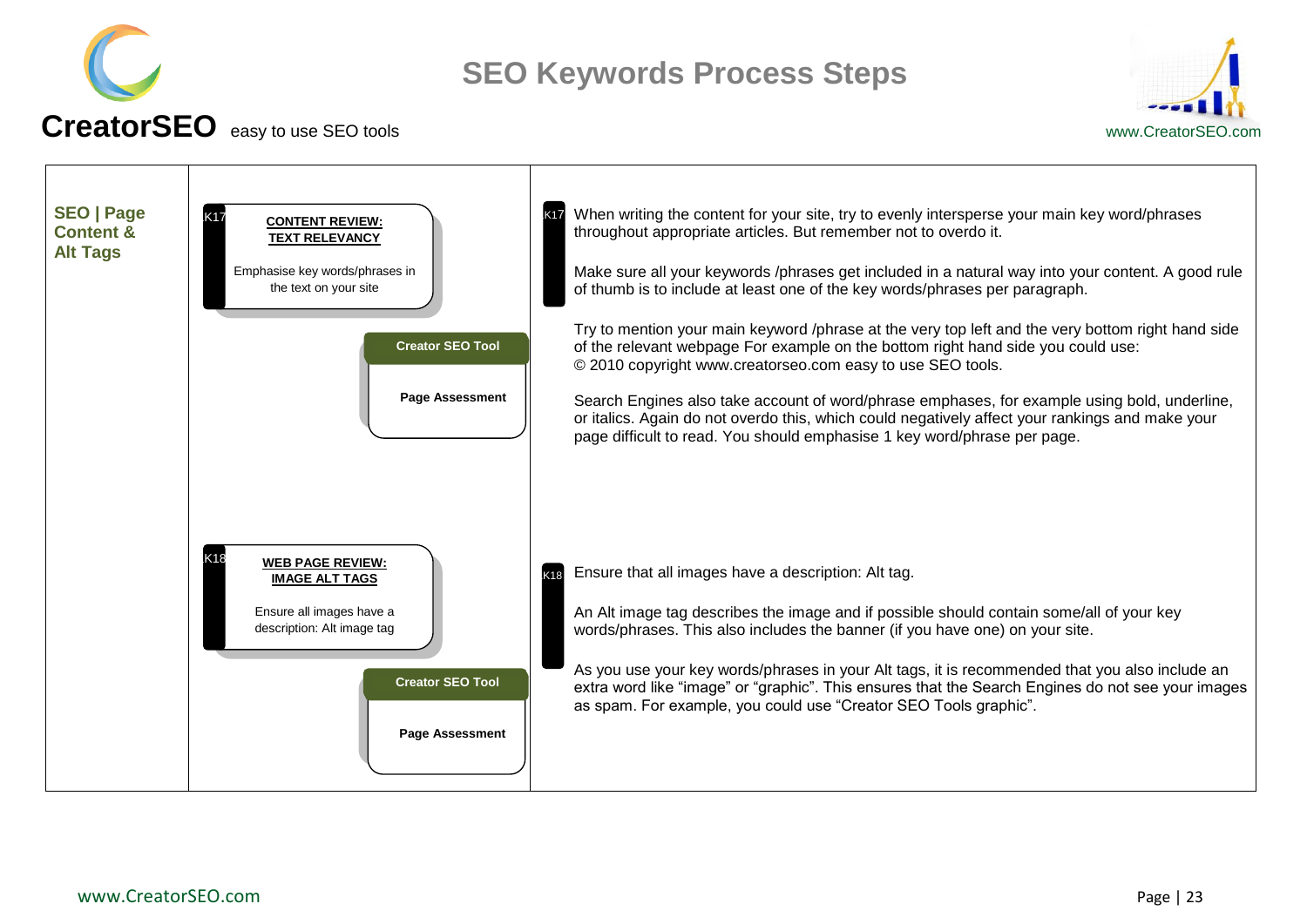# SEO Keywords Process Steps

**CreatorSEO** easy to use SEO tools

www.CreatorSEO.com

## SEO | Page Content & Alt Tags

**K17**

**CONTENT REVIEW: TEXT RELEVANCY**

Emphasise key words/phrases in the text on your site

**Creator SEO Tool**

**Page Assessment**

K17 When writing the content for your site, try to evenly intersperse your main key word/phrases throughout appropriate articles. But remember not to overdo it.

Make sure all your keywords /phrases get included in a natural way into your content. A good rule of thumb is to include at least one of the key words/phrases per paragraph.

Try to mention your main keyword /phrase at the very top left and the very bottom right hand side of the relevant webpage For example on the bottom right hand side you could use:
© 2010 copyright www.creatorseo.com easy to use SEO tools.

Search Engines also take account of word/phrase emphases, for example using bold, underline, or italics. Again do not overdo this, which could negatively affect your rankings and make your page difficult to read. You should emphasise 1 key word/phrase per page.

**K18**

**WEB PAGE REVIEW: IMAGE ALT TAGS**

Ensure all images have a description: Alt image tag

**Creator SEO Tool**

**Page Assessment**

K18 Ensure that all images have a description: Alt tag.

An Alt image tag describes the image and if possible should contain some/all of your key words/phrases. This also includes the banner (if you have one) on your site.

As you use your key words/phrases in your Alt tags, it is recommended that you also include an extra word like “image” or “graphic”. This ensures that the Search Engines do not see your images as spam. For example, you could use “Creator SEO Tools graphic”.